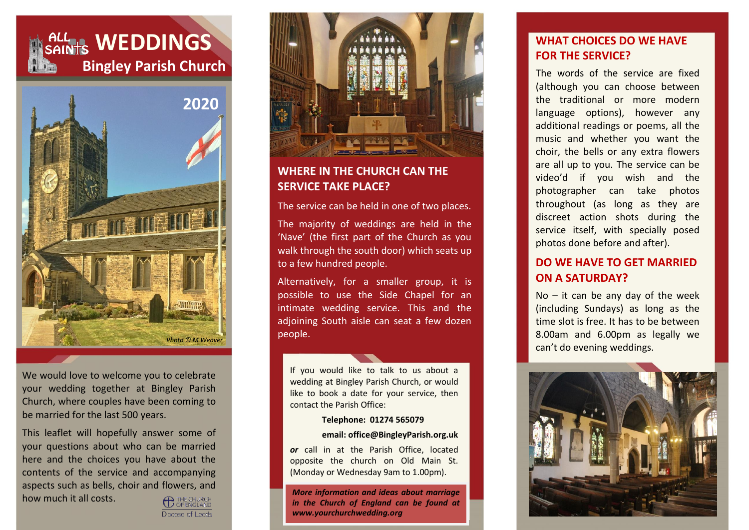# ALL SAINTS WEDDINGS

## Bingley Parish Church

2020

Photo © M Weaver

We would love to welcome you to celebrate your wedding together at Bingley Parish Church, where couples have been coming to be married for the last 500 years.

This leaflet will hopefully answer some of your questions about who can be married here and the choices you have about the contents of the service and accompanying aspects such as bells, choir and flowers, and how much it all costs.

THE CHURCH OF ENGLAND
Diocese of Leeds

## WHERE IN THE CHURCH CAN THE SERVICE TAKE PLACE?

The service can be held in one of two places.

The majority of weddings are held in the 'Nave' (the first part of the Church as you walk through the south door) which seats up to a few hundred people.

Alternatively, for a smaller group, it is possible to use the Side Chapel for an intimate wedding service. This and the adjoining South aisle can seat a few dozen people.

If you would like to talk to us about a wedding at Bingley Parish Church, or would like to book a date for your service, then contact the Parish Office:

**Telephone: 01274 565079**

**email: office@BingleyParish.org.uk**

***or*** call in at the Parish Office, located opposite the church on Old Main St. (Monday or Wednesday 9am to 1.00pm).

***More information and ideas about marriage in the Church of England can be found at www.yourchurchwedding.org***

## WHAT CHOICES DO WE HAVE FOR THE SERVICE?

The words of the service are fixed (although you can choose between the traditional or more modern language options), however any additional readings or poems, all the music and whether you want the choir, the bells or any extra flowers are all up to you. The service can be video'd if you wish and the photographer can take photos throughout (as long as they are discreet action shots during the service itself, with specially posed photos done before and after).

## DO WE HAVE TO GET MARRIED ON A SATURDAY?

No – it can be any day of the week (including Sundays) as long as the time slot is free. It has to be between 8.00am and 6.00pm as legally we can't do evening weddings.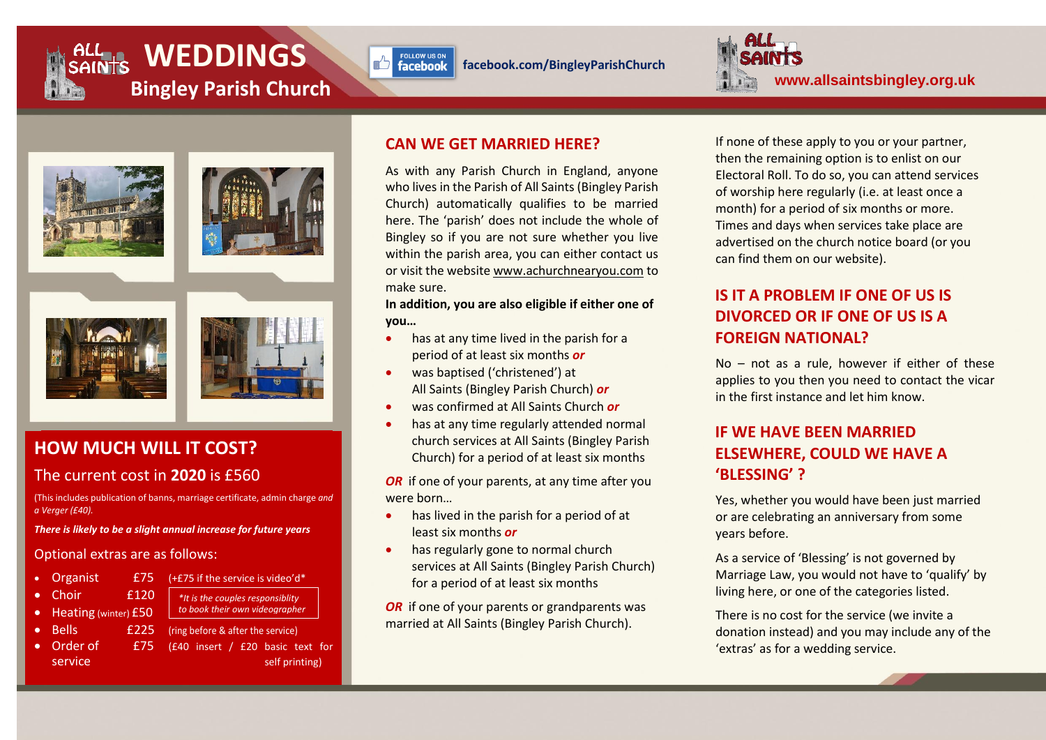# WEDDINGS

## Bingley Parish Church

facebook.com/BingleyParishChurch

www.allsaintsbingley.org.uk

## HOW MUCH WILL IT COST?

The current cost in **2020** is £560

(This includes publication of banns, marriage certificate, admin charge *and a Verger (£40).*

***There is likely to be a slight annual increase for future years***

Optional extras are as follows:

- Organist £75 (+£75 if the service is video'd*
- Choir £120
- Heating (winter) £50
- Bells £225 (ring before & after the service)
- Order of service £75 (£40 insert / £20 basic text for self printing)

*\*It is the couples responsiblity to book their own videographer*

## CAN WE GET MARRIED HERE?

As with any Parish Church in England, anyone who lives in the Parish of All Saints (Bingley Parish Church) automatically qualifies to be married here. The 'parish' does not include the whole of Bingley so if you are not sure whether you live within the parish area, you can either contact us or visit the website www.achurchnearyou.com to make sure.

**In addition, you are also eligible if either one of you…**

- has at any time lived in the parish for a period of at least six months ***or***
- was baptised ('christened') at All Saints (Bingley Parish Church) ***or***
- was confirmed at All Saints Church ***or***
- has at any time regularly attended normal church services at All Saints (Bingley Parish Church) for a period of at least six months

***OR*** if one of your parents, at any time after you were born…

- has lived in the parish for a period of at least six months ***or***
- has regularly gone to normal church services at All Saints (Bingley Parish Church) for a period of at least six months

***OR*** if one of your parents or grandparents was married at All Saints (Bingley Parish Church).

If none of these apply to you or your partner, then the remaining option is to enlist on our Electoral Roll. To do so, you can attend services of worship here regularly (i.e. at least once a month) for a period of six months or more. Times and days when services take place are advertised on the church notice board (or you can find them on our website).

## IS IT A PROBLEM IF ONE OF US IS DIVORCED OR IF ONE OF US IS A FOREIGN NATIONAL?

No – not as a rule, however if either of these applies to you then you need to contact the vicar in the first instance and let him know.

## IF WE HAVE BEEN MARRIED ELSEWHERE, COULD WE HAVE A 'BLESSING' ?

Yes, whether you would have been just married or are celebrating an anniversary from some years before.

As a service of 'Blessing' is not governed by Marriage Law, you would not have to 'qualify' by living here, or one of the categories listed.

There is no cost for the service (we invite a donation instead) and you may include any of the 'extras' as for a wedding service.